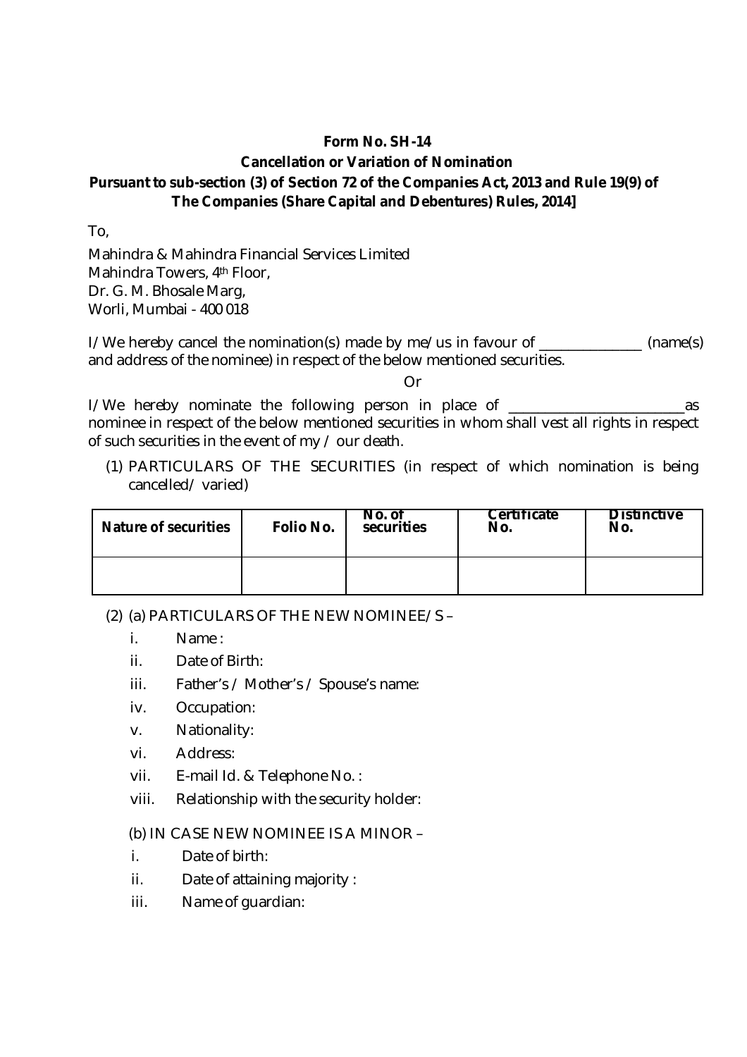**Form No. SH-14**

**Cancellation or Variation of Nomination**

**Pursuant to sub-section (3) of Section 72 of the Companies Act, 2013 and Rule 19(9) of The Companies (Share Capital and Debentures) Rules, 2014]**

To,

Mahindra & Mahindra Financial Services Limited
Mahindra Towers, 4th Floor,
Dr. G. M. Bhosale Marg,
Worli, Mumbai - 400 018

I/We hereby cancel the nomination(s) made by me/us in favour of _______________ (name(s) and address of the nominee) in respect of the below mentioned securities.

Or

I/We hereby nominate the following person in place of _________________________as nominee in respect of the below mentioned securities in whom shall vest all rights in respect of such securities in the event of my / our death.

(1) PARTICULARS OF THE SECURITIES (in respect of which nomination is being cancelled/ varied)

| Nature of securities | Folio No. | No. of securities | Certificate No. | Distinctive No. |
|---|---|---|---|---|
| | | | | |

(2) (a) PARTICULARS OF THE NEW NOMINEE/S –

i. Name :

ii. Date of Birth:

iii. Father's / Mother's / Spouse's name:

iv. Occupation:

v. Nationality:

vi. Address:

vii. E-mail Id. & Telephone No. :

viii. Relationship with the security holder:

(b) IN CASE NEW NOMINEE IS A MINOR –

i. Date of birth:

ii. Date of attaining majority :

iii. Name of guardian: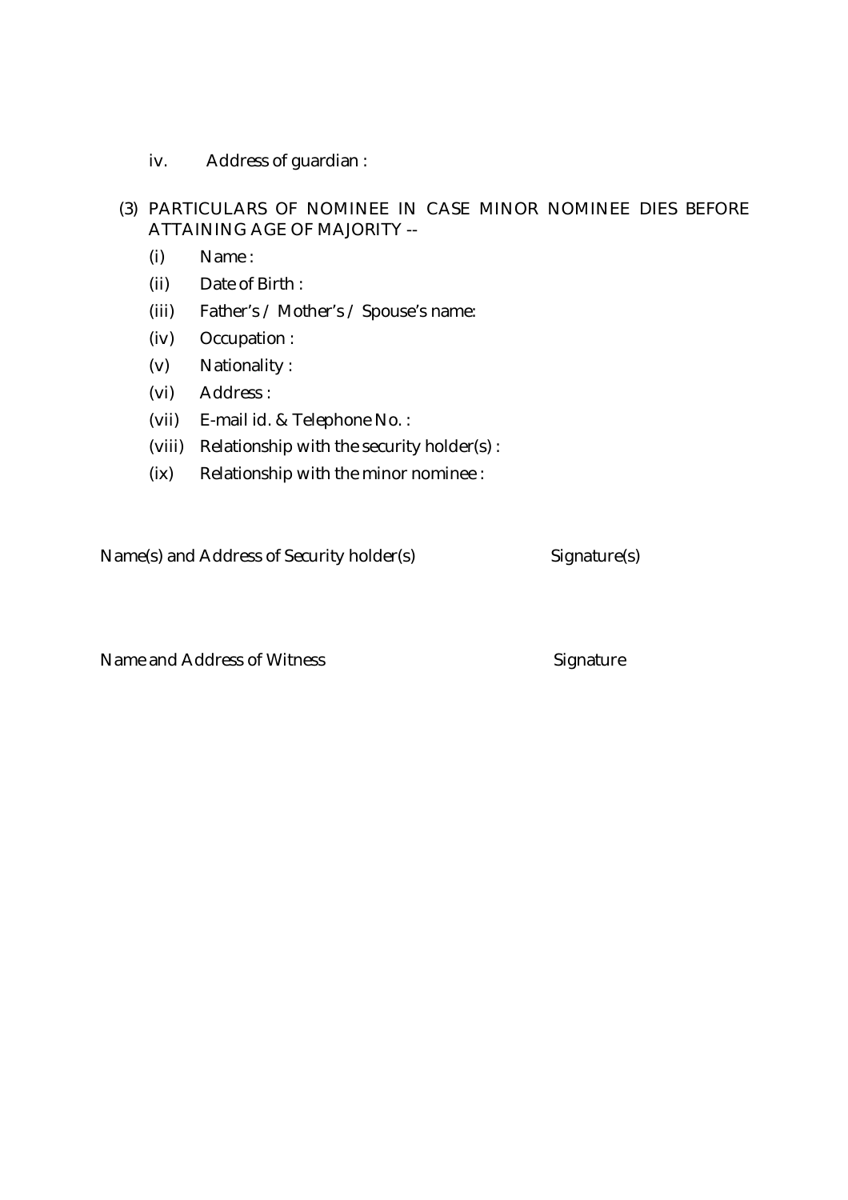iv. Address of guardian :

(3) PARTICULARS OF NOMINEE IN CASE MINOR NOMINEE DIES BEFORE ATTAINING AGE OF MAJORITY --

(i) Name :

(ii) Date of Birth :

(iii) Father's / Mother's / Spouse's name:

(iv) Occupation :

(v) Nationality :

(vi) Address :

(vii) E-mail id. & Telephone No. :

(viii) Relationship with the security holder(s) :

(ix) Relationship with the minor nominee :

Name(s) and Address of Security holder(s) Signature(s)

Name and Address of Witness Signature